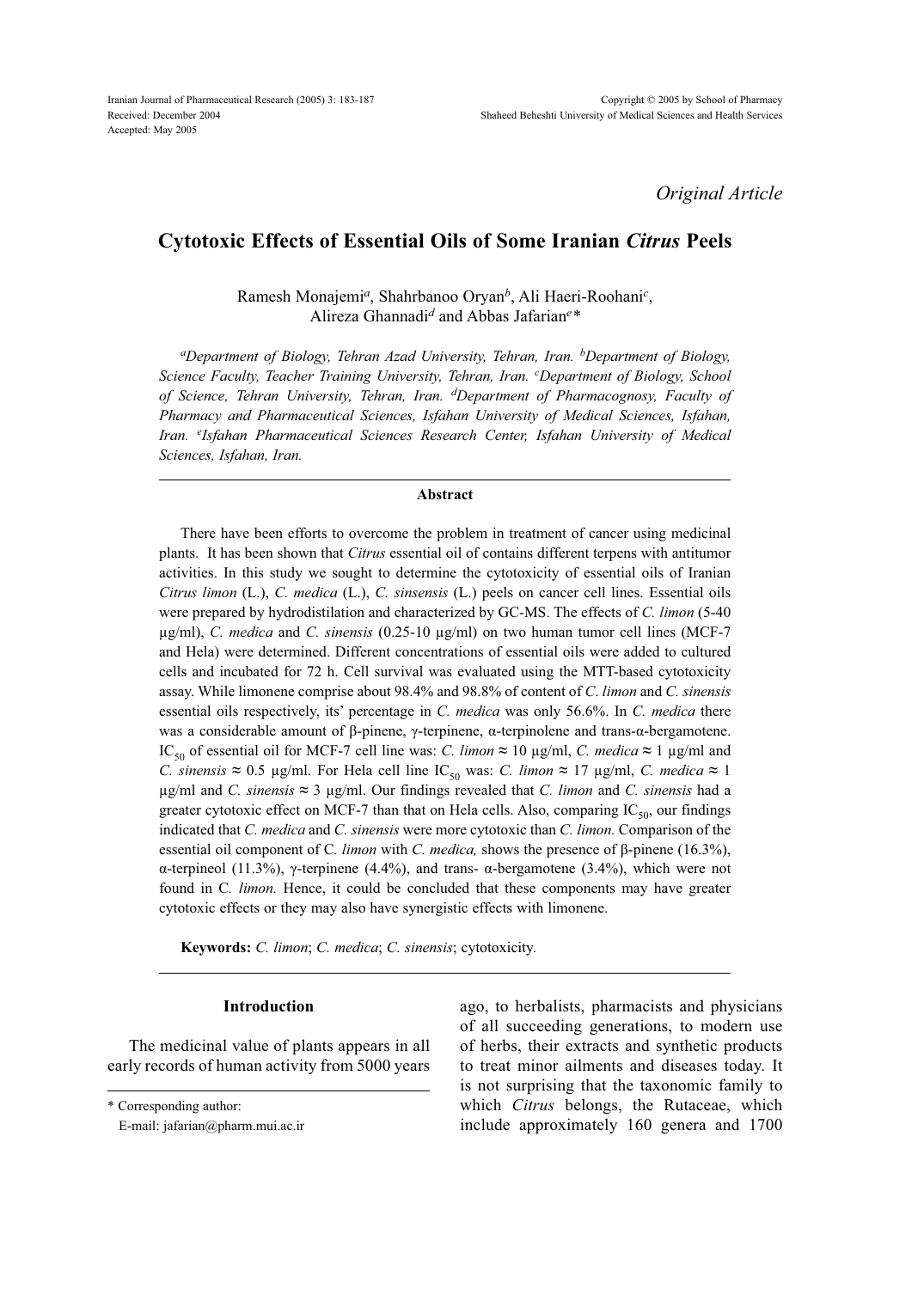Original Article

# Cytotoxic Effects of Essential Oils of Some Iranian *Citrus* Peels

Ramesh Monajemi[a], Shahrbanoo Oryan[b], Ali Haeri-Roohani[c], Alireza Ghannadi[d] and Abbas Jafarian[e]*

[a]*Department of Biology, Tehran Azad University, Tehran, Iran.* [b]*Department of Biology, Science Faculty, Teacher Training University, Tehran, Iran.* [c]*Department of Biology, School of Science, Tehran University, Tehran, Iran.* [d]*Department of Pharmacognosy, Faculty of Pharmacy and Pharmaceutical Sciences, Isfahan University of Medical Sciences, Isfahan, Iran.* [e]*Isfahan Pharmaceutical Sciences Research Center, Isfahan University of Medical Sciences, Isfahan, Iran.*

## Abstract

There have been efforts to overcome the problem in treatment of cancer using medicinal plants. It has been shown that *Citrus* essential oil of contains different terpens with antitumor activities. In this study we sought to determine the cytotoxicity of essential oils of Iranian *Citrus limon* (L.), *C. medica* (L.), *C. sinsensis* (L.) peels on cancer cell lines. Essential oils were prepared by hydrodistilation and characterized by GC-MS. The effects of *C. limon* (5-40 µg/ml), *C. medica* and *C. sinensis* (0.25-10 µg/ml) on two human tumor cell lines (MCF-7 and Hela) were determined. Different concentrations of essential oils were added to cultured cells and incubated for 72 h. Cell survival was evaluated using the MTT-based cytotoxicity assay. While limonene comprise about 98.4% and 98.8% of content of *C. limon* and *C. sinensis* essential oils respectively, its' percentage in *C. medica* was only 56.6%. In *C. medica* there was a considerable amount of β-pinene, γ-terpinene, α-terpinolene and trans-α-bergamotene. $IC_{50}$ of essential oil for MCF-7 cell line was: *C. limon* ≈ 10 µg/ml, *C. medica* ≈ 1 µg/ml and *C. sinensis* ≈ 0.5 µg/ml. For Hela cell line $IC_{50}$ was: *C. limon* ≈ 17 µg/ml, *C. medica* ≈ 1 µg/ml and *C. sinensis* ≈ 3 µg/ml. Our findings revealed that *C. limon* and *C. sinensis* had a greater cytotoxic effect on MCF-7 than that on Hela cells. Also, comparing $IC_{50}$, our findings indicated that *C. medica* and *C. sinensis* were more cytotoxic than *C. limon.* Comparison of the essential oil component of C. *limon* with *C. medica,* shows the presence of β-pinene (16.3%), α-terpineol (11.3%), γ-terpinene (4.4%), and trans- α-bergamotene (3.4%), which were not found in C. *limon.* Hence, it could be concluded that these components may have greater cytotoxic effects or they may also have synergistic effects with limonene.

**Keywords:** *C. limon*; *C. medica*; *C. sinensis*; cytotoxicity.

## Introduction

The medicinal value of plants appears in all early records of human activity from 5000 years ago, to herbalists, pharmacists and physicians of all succeeding generations, to modern use of herbs, their extracts and synthetic products to treat minor ailments and diseases today. It is not surprising that the taxonomic family to which *Citrus* belongs, the Rutaceae, which include approximately 160 genera and 1700

* Corresponding author:
E-mail: jafarian@pharm.mui.ac.ir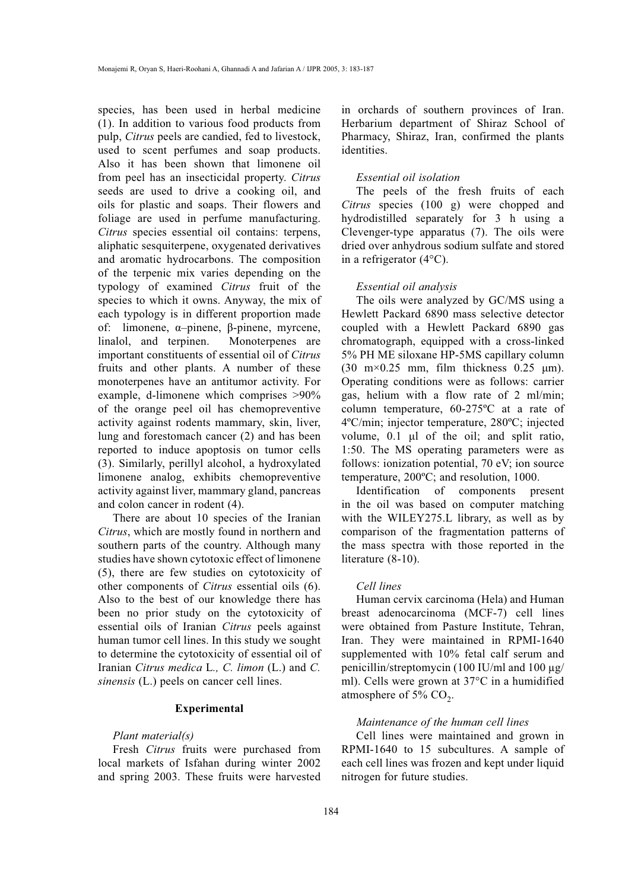species, has been used in herbal medicine (1). In addition to various food products from pulp, *Citrus* peels are candied, fed to livestock, used to scent perfumes and soap products. Also it has been shown that limonene oil from peel has an insecticidal property. *Citrus* seeds are used to drive a cooking oil, and oils for plastic and soaps. Their flowers and foliage are used in perfume manufacturing. *Citrus* species essential oil contains: terpens, aliphatic sesquiterpene, oxygenated derivatives and aromatic hydrocarbons. The composition of the terpenic mix varies depending on the typology of examined *Citrus* fruit of the species to which it owns. Anyway, the mix of each typology is in different proportion made of: limonene, α–pinene, β-pinene, myrcene, linalol, and terpinen. Monoterpenes are important constituents of essential oil of *Citrus* fruits and other plants. A number of these monoterpenes have an antitumor activity. For example, d-limonene which comprises >90% of the orange peel oil has chemopreventive activity against rodents mammary, skin, liver, lung and forestomach cancer (2) and has been reported to induce apoptosis on tumor cells (3). Similarly, perillyl alcohol, a hydroxylated limonene analog, exhibits chemopreventive activity against liver, mammary gland, pancreas and colon cancer in rodent (4).

There are about 10 species of the Iranian *Citrus*, which are mostly found in northern and southern parts of the country. Although many studies have shown cytotoxic effect of limonene (5), there are few studies on cytotoxicity of other components of *Citrus* essential oils (6). Also to the best of our knowledge there has been no prior study on the cytotoxicity of essential oils of Iranian *Citrus* peels against human tumor cell lines. In this study we sought to determine the cytotoxicity of essential oil of Iranian *Citrus medica* L*., C. limon* (L.) and *C. sinensis* (L.) peels on cancer cell lines.

## Experimental

*Plant material(s)*

Fresh *Citrus* fruits were purchased from local markets of Isfahan during winter 2002 and spring 2003. These fruits were harvested in orchards of southern provinces of Iran. Herbarium department of Shiraz School of Pharmacy, Shiraz, Iran, confirmed the plants identities.

*Essential oil isolation*

The peels of the fresh fruits of each *Citrus* species (100 g) were chopped and hydrodistilled separately for 3 h using a Clevenger-type apparatus (7). The oils were dried over anhydrous sodium sulfate and stored in a refrigerator (4°C).

*Essential oil analysis*

The oils were analyzed by GC/MS using a Hewlett Packard 6890 mass selective detector coupled with a Hewlett Packard 6890 gas chromatograph, equipped with a cross-linked 5% PH ME siloxane HP-5MS capillary column (30 m×0.25 mm, film thickness 0.25 µm). Operating conditions were as follows: carrier gas, helium with a flow rate of 2 ml/min; column temperature, 60-275ºC at a rate of 4ºC/min; injector temperature, 280ºC; injected volume, 0.1 µl of the oil; and split ratio, 1:50. The MS operating parameters were as follows: ionization potential, 70 eV; ion source temperature, 200ºC; and resolution, 1000.

Identification of components present in the oil was based on computer matching with the WILEY275.L library, as well as by comparison of the fragmentation patterns of the mass spectra with those reported in the literature (8-10).

*Cell lines*

Human cervix carcinoma (Hela) and Human breast adenocarcinoma (MCF-7) cell lines were obtained from Pasture Institute, Tehran, Iran. They were maintained in RPMI-1640 supplemented with 10% fetal calf serum and penicillin/streptomycin (100 IU/ml and 100 µg/ml). Cells were grown at 37°C in a humidified atmosphere of 5% $CO_2$.

*Maintenance of the human cell lines*

Cell lines were maintained and grown in RPMI-1640 to 15 subcultures. A sample of each cell lines was frozen and kept under liquid nitrogen for future studies.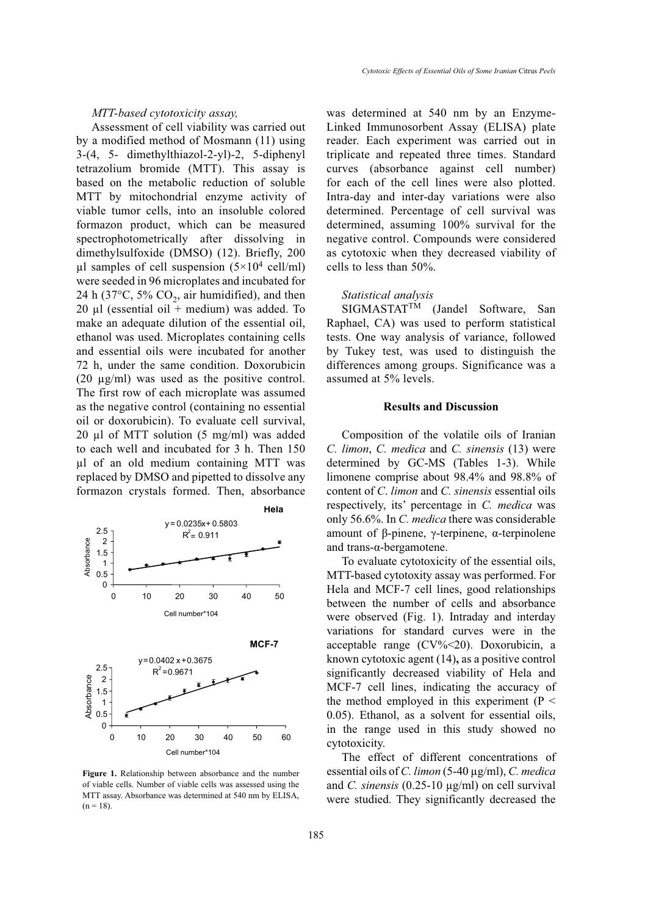*MTT-based cytotoxicity assay,*

Assessment of cell viability was carried out by a modified method of Mosmann (11) using 3-(4, 5- dimethylthiazol-2-yl)-2, 5-diphenyl tetrazolium bromide (MTT). This assay is based on the metabolic reduction of soluble MTT by mitochondrial enzyme activity of viable tumor cells, into an insoluble colored formazon product, which can be measured spectrophotometrically after dissolving in dimethylsulfoxide (DMSO) (12). Briefly, 200 µl samples of cell suspension ($5\times10^4$ cell/ml) were seeded in 96 microplates and incubated for 24 h (37°C, 5% $CO_2$, air humidified), and then 20 µl (essential oil + medium) was added. To make an adequate dilution of the essential oil, ethanol was used. Microplates containing cells and essential oils were incubated for another 72 h, under the same condition. Doxorubicin (20 µg/ml) was used as the positive control. The first row of each microplate was assumed as the negative control (containing no essential oil or doxorubicin). To evaluate cell survival, 20 µl of MTT solution (5 mg/ml) was added to each well and incubated for 3 h. Then 150 µl of an old medium containing MTT was replaced by DMSO and pipetted to dissolve any formazon crystals formed. Then, absorbance was determined at 540 nm by an Enzyme-Linked Immunosorbent Assay (ELISA) plate reader. Each experiment was carried out in triplicate and repeated three times. Standard curves (absorbance against cell number) for each of the cell lines were also plotted. Intra-day and inter-day variations were also determined. Percentage of cell survival was determined, assuming 100% survival for the negative control. Compounds were considered as cytotoxic when they decreased viability of cells to less than 50%.

Hela: $y = 0.0235x + 0.5803$, $R^2 = 0.911$

MCF-7: $y = 0.0402x + 0.3675$, $R^2 = 0.9671$

**Figure 1.** Relationship between absorbance and the number of viable cells. Number of viable cells was assessed using the MTT assay. Absorbance was determined at 540 nm by ELISA, (n = 18).

*Statistical analysis*

SIGMASTAT[TM] (Jandel Software, San Raphael, CA) was used to perform statistical tests. One way analysis of variance, followed by Tukey test, was used to distinguish the differences among groups. Significance was a assumed at 5% levels.

## Results and Discussion

Composition of the volatile oils of Iranian *C. limon*, *C. medica* and *C. sinensis* (13) were determined by GC-MS (Tables 1-3). While limonene comprise about 98.4% and 98.8% of content of *C. limon* and *C. sinensis* essential oils respectively, its' percentage in *C. medica* was only 56.6%. In *C. medica* there was considerable amount of β-pinene, γ-terpinene, α-terpinolene and trans-α-bergamotene.

To evaluate cytotoxicity of the essential oils, MTT-based cytotoxity assay was performed. For Hela and MCF-7 cell lines, good relationships between the number of cells and absorbance were observed (Fig. 1). Intraday and interday variations for standard curves were in the acceptable range (CV%<20). Doxorubicin, a known cytotoxic agent (14)**,** as a positive control significantly decreased viability of Hela and MCF-7 cell lines, indicating the accuracy of the method employed in this experiment ($P < 0.05$). Ethanol, as a solvent for essential oils, in the range used in this study showed no cytotoxicity.

The effect of different concentrations of essential oils of *C. limon* (5-40 µg/ml), *C. medica* and *C. sinensis* (0.25-10 µg/ml) on cell survival were studied. They significantly decreased the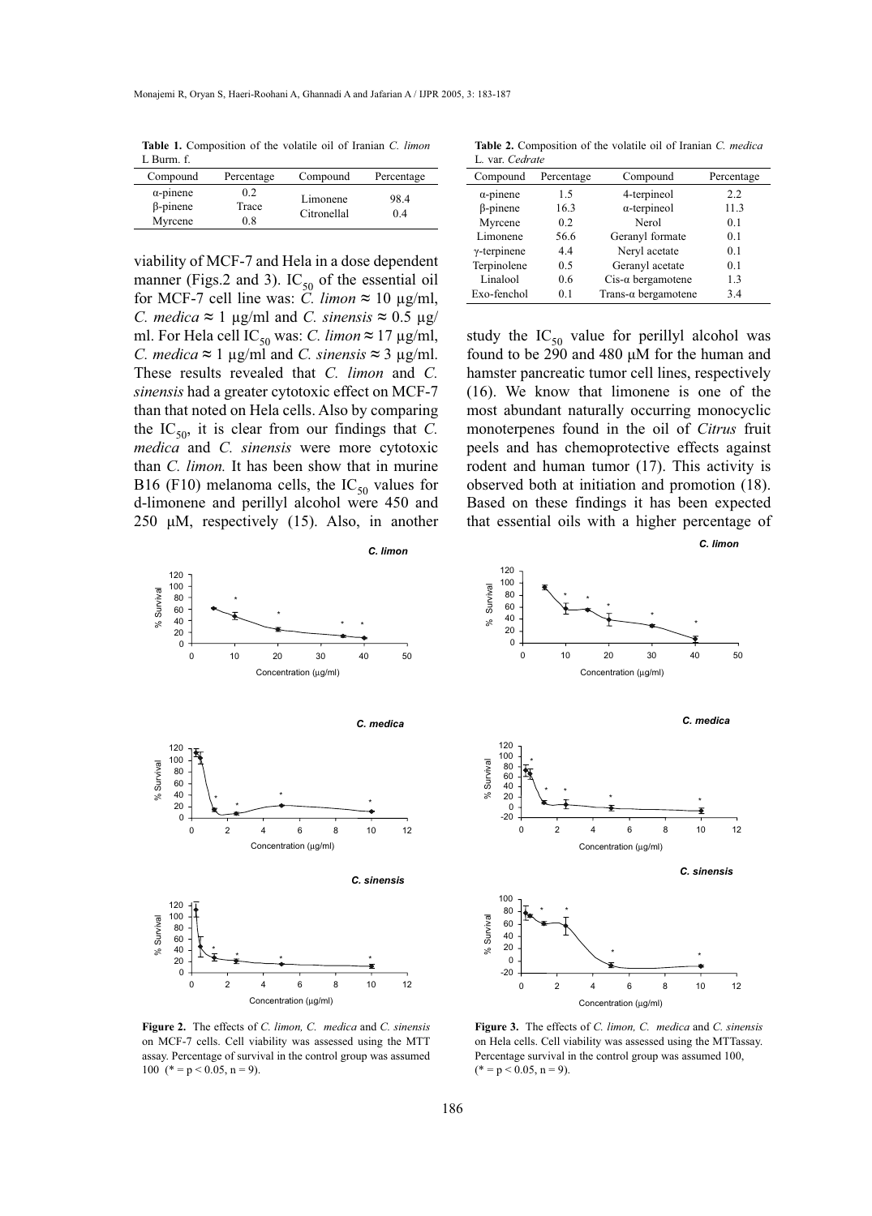**Table 1.** Composition of the volatile oil of Iranian *C. limon* L Burm. f.

| Compound | Percentage | Compound | Percentage |
|---|---|---|---|
| α-pinene | 0.2 | Limonene | 98.4 |
| β-pinene | Trace | Citronellal | 0.4 |
| Myrcene | 0.8 | | |

**Table 2.** Composition of the volatile oil of Iranian *C. medica* L. var. *Cedrate*

| Compound | Percentage | Compound | Percentage |
|---|---|---|---|
| α-pinene | 1.5 | 4-terpineol | 2.2 |
| β-pinene | 16.3 | α-terpineol | 11.3 |
| Myrcene | 0.2 | Nerol | 0.1 |
| Limonene | 56.6 | Geranyl formate | 0.1 |
| γ-terpinene | 4.4 | Neryl acetate | 0.1 |
| Terpinolene | 0.5 | Geranyl acetate | 0.1 |
| Linalool | 0.6 | Cis-α bergamotene | 1.3 |
| Exo-fenchol | 0.1 | Trans-α bergamotene | 3.4 |

viability of MCF-7 and Hela in a dose dependent manner (Figs.2 and 3). $IC_{50}$ of the essential oil for MCF-7 cell line was: *C. limon* ≈ 10 µg/ml, *C. medica* ≈ 1 µg/ml and *C. sinensis* ≈ 0.5 µg/ml. For Hela cell $IC_{50}$ was: *C. limon* ≈ 17 µg/ml, *C. medica* ≈ 1 µg/ml and *C. sinensis* ≈ 3 µg/ml. These results revealed that *C. limon* and *C. sinensis* had a greater cytotoxic effect on MCF-7 than that noted on Hela cells. Also by comparing the $IC_{50}$, it is clear from our findings that *C. medica* and *C. sinensis* were more cytotoxic than *C. limon.* It has been show that in murine B16 (F10) melanoma cells, the $IC_{50}$ values for d-limonene and perillyl alcohol were 450 and 250 µM, respectively (15). Also, in another study the $IC_{50}$ value for perillyl alcohol was found to be 290 and 480 µM for the human and hamster pancreatic tumor cell lines, respectively (16). We know that limonene is one of the most abundant naturally occurring monocyclic monoterpenes found in the oil of *Citrus* fruit peels and has chemoprotective effects against rodent and human tumor (17). This activity is observed both at initiation and promotion (18). Based on these findings it has been expected that essential oils with a higher percentage of

**Figure 2.** The effects of *C. limon, C. medica* and *C. sinensis* on MCF-7 cells. Cell viability was assessed using the MTT assay. Percentage of survival in the control group was assumed 100 (* = p < 0.05, n = 9).

**Figure 3.** The effects of *C. limon, C. medica* and *C. sinensis* on Hela cells. Cell viability was assessed using the MTTassay. Percentage survival in the control group was assumed 100, (* = p < 0.05, n = 9).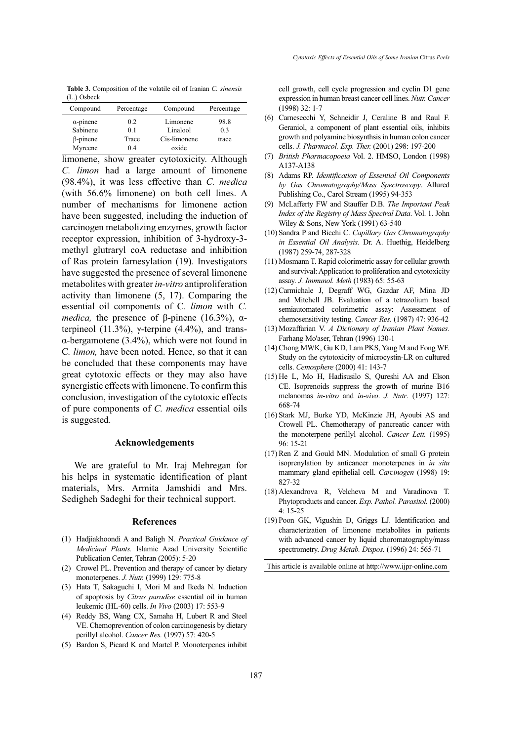**Table 3.** Composition of the volatile oil of Iranian *C. sinensis* (L.) Osbeck

| Compound | Percentage | Compound | Percentage |
|---|---|---|---|
| α-pinene | 0.2 | Limonene | 98.8 |
| Sabinene | 0.1 | Linalool | 0.3 |
| β-pinene | Trace | Cis-limonene oxide | trace |
| Myrcene | 0.4 | | |

limonene, show greater cytotoxicity. Although *C. limon* had a large amount of limonene (98.4%), it was less effective than *C. medica* (with 56.6% limonene) on both cell lines. A number of mechanisms for limonene action have been suggested, including the induction of carcinogen metabolizing enzymes, growth factor receptor expression, inhibition of 3-hydroxy-3-methyl glutraryl coA reductase and inhibition of Ras protein farnesylation (19). Investigators have suggested the presence of several limonene metabolites with greater *in-vitro* antiproliferation activity than limonene (5, 17). Comparing the essential oil components of C. *limon* with *C. medica,* the presence of β-pinene (16.3%), α-terpineol (11.3%), γ-terpine (4.4%), and trans-α-bergamotene (3.4%), which were not found in C. *limon,* have been noted. Hence, so that it can be concluded that these components may have great cytotoxic effects or they may also have synergistic effects with limonene. To confirm this conclusion, investigation of the cytotoxic effects of pure components of *C. medica* essential oils is suggested.

## Acknowledgements

We are grateful to Mr. Iraj Mehregan for his helps in systematic identification of plant materials, Mrs. Armita Jamshidi and Mrs. Sedigheh Sadeghi for their technical support.

## References

(1) Hadjiakhoondi A and Baligh N. *Practical Guidance of Medicinal Plants.* Islamic Azad University Scientific Publication Center, Tehran (2005): 5-20

(2) Crowel PL. Prevention and therapy of cancer by dietary monoterpenes. *J. Nutr.* (1999) 129: 775-8

(3) Hata T, Sakaguchi I, Mori M and Ikeda N. Induction of apoptosis by *Citrus paradise* essential oil in human leukemic (HL-60) cells. *In Vivo* (2003) 17: 553-9

(4) Reddy BS, Wang CX, Samaha H, Lubert R and Steel VE. Chemoprevention of colon carcinogenesis by dietary perillyl alcohol. *Cancer Res.* (1997) 57: 420-5

(5) Bardon S, Picard K and Martel P. Monoterpenes inhibit cell growth, cell cycle progression and cyclin D1 gene expression in human breast cancer cell lines. *Nutr. Cancer* (1998) 32: 1-7

(6) Carnesecchi Y, Schneidir J, Ceraline B and Raul F. Geraniol, a component of plant essential oils, inhibits growth and polyamine biosynthesis in human colon cancer cells. *J. Pharmacol. Exp. Ther.* (2001) 298: 197-200

(7) *British Pharmacopoeia* Vol. 2. HMSO, London (1998) A137-A138

(8) Adams RP. *Identification of Essential Oil Components by Gas Chromatography/Mass Spectroscopy*. Allured Publishing Co., Carol Stream (1995) 94-353

(9) McLafferty FW and Stauffer D.B. *The Important Peak Index of the Registry of Mass Spectral Data*. Vol. 1. John Wiley & Sons, New York (1991) 63-540

(10) Sandra P and Bicchi C. *Capillary Gas Chromatography in Essential Oil Analysis.* Dr. A. Huethig, Heidelberg (1987) 259-74, 287-328

(11) Mosmann T. Rapid colorimetric assay for cellular growth and survival: Application to proliferation and cytotoxicity assay. *J. Immunol. Meth* (1983) 65: 55-63

(12) Carmichale J, Degraff WG, Gazdar AF, Mina JD and Mitchell JB. Evaluation of a tetrazolium based semiautomated colorimetric assay: Assessment of chemosensitivity testing. *Cancer Res.* (1987) 47: 936-42

(13) Mozaffarian V. *A Dictionary of Iranian Plant Names.* Farhang Mo'aser, Tehran (1996) 130-1

(14) Chong MWK, Gu KD, Lam PKS, Yang M and Fong WF. Study on the cytotoxicity of microcystin-LR on cultured cells. *Cemosphere* (2000) 41: 143-7

(15) He L, Mo H, Hadisusilo S, Qureshi AA and Elson CE. Isoprenoids suppress the growth of murine B16 melanomas *in-vitro* and *in-vivo*. *J. Nutr*. (1997) 127: 668-74

(16) Stark MJ, Burke YD, McKinzie JH, Ayoubi AS and Crowell PL. Chemotherapy of pancreatic cancer with the monoterpene perillyl alcohol. *Cancer Lett.* (1995) 96: 15-21

(17) Ren Z and Gould MN. Modulation of small G protein isoprenylation by anticancer monoterpenes in *in situ* mammary gland epithelial cell. *Carcinogen* (1998) 19: 827-32

(18) Alexandrova R, Velcheva M and Varadinova T. Phytoproducts and cancer. *Exp. Pathol. Parasitol.* (2000) 4: 15-25

(19) Poon GK, Vigushin D, Griggs LJ. Identification and characterization of limonene metabolites in patients with advanced cancer by liquid choromatography/mass spectrometry. *Drug Metab. Dispos.* (1996) 24: 565-71

This article is available online at http://www.ijpr-online.com